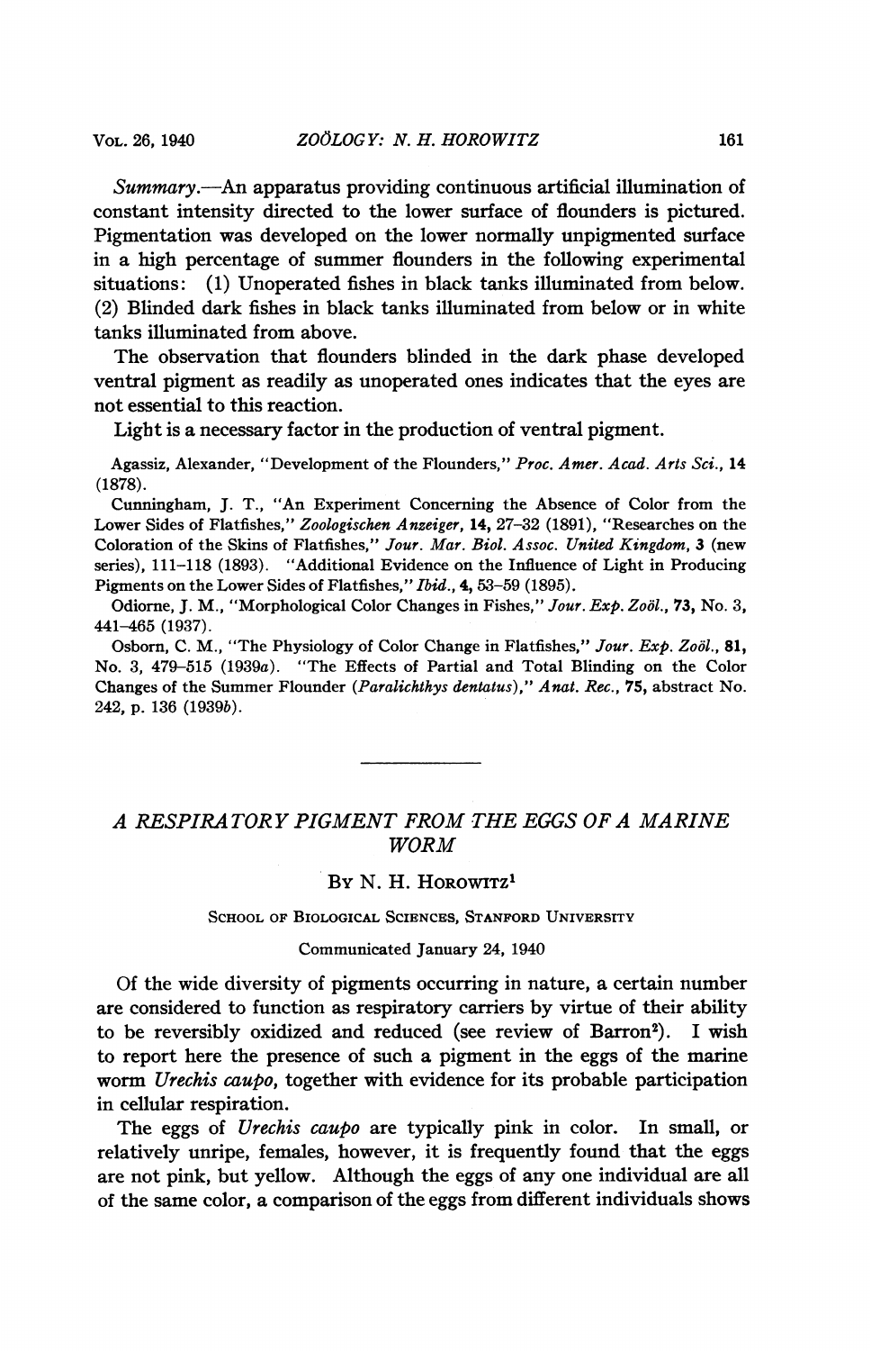*Summary.*—An apparatus providing continuous artificial illumination of constant intensity directed to the lower surface of flounders is pictured. Pigmentation was developed on the lower normally unpigmented surface in a high percentage of summer flounders in the following experimental situations: (1) Unoperated fishes in black tanks illuminated from below. (2) Blinded dark fishes in black tanks illuminated from below or in white tanks illuminated from above.

The observation that flounders blinded in the dark phase developed ventral pigment as readily as unoperated ones indicates that the eyes are not essential to this reaction.

Light is a necessary factor in the production of ventral pigment.

Agassiz, Alexander, "Development of the Flounders," *Proc. Amer. Acad. Arts Sci.*, **14** (1878).

Cunningham, J. T., "An Experiment Concerning the Absence of Color from the Lower Sides of Flatfishes," *Zoologischen Anzeiger*, **14**, 27–32 (1891), "Researches on the Coloration of the Skins of Flatfishes," *Jour. Mar. Biol. Assoc. United Kingdom*, **3** (new series), 111–118 (1893). "Additional Evidence on the Influence of Light in Producing Pigments on the Lower Sides of Flatfishes," *Ibid.*, **4**, 53–59 (1895).

Odiorne, J. M., "Morphological Color Changes in Fishes," *Jour. Exp. Zoöl.*, **73**, No. 3, 441–465 (1937).

Osborn, C. M., "The Physiology of Color Change in Flatfishes," *Jour. Exp. Zoöl.*, **81**, No. 3, 479–515 (1939*a*). "The Effects of Partial and Total Blinding on the Color Changes of the Summer Flounder (*Paralichthys dentatus*)," *Anat. Rec.*, **75**, abstract No. 242, p. 136 (1939*b*).

---

# *A RESPIRATORY PIGMENT FROM THE EGGS OF A MARINE WORM*

By N. H. Horowitz[1]

School of Biological Sciences, Stanford University

Communicated January 24, 1940

Of the wide diversity of pigments occurring in nature, a certain number are considered to function as respiratory carriers by virtue of their ability to be reversibly oxidized and reduced (see review of Barron[2]). I wish to report here the presence of such a pigment in the eggs of the marine worm *Urechis caupo*, together with evidence for its probable participation in cellular respiration.

The eggs of *Urechis caupo* are typically pink in color. In small, or relatively unripe, females, however, it is frequently found that the eggs are not pink, but yellow. Although the eggs of any one individual are all of the same color, a comparison of the eggs from different individuals shows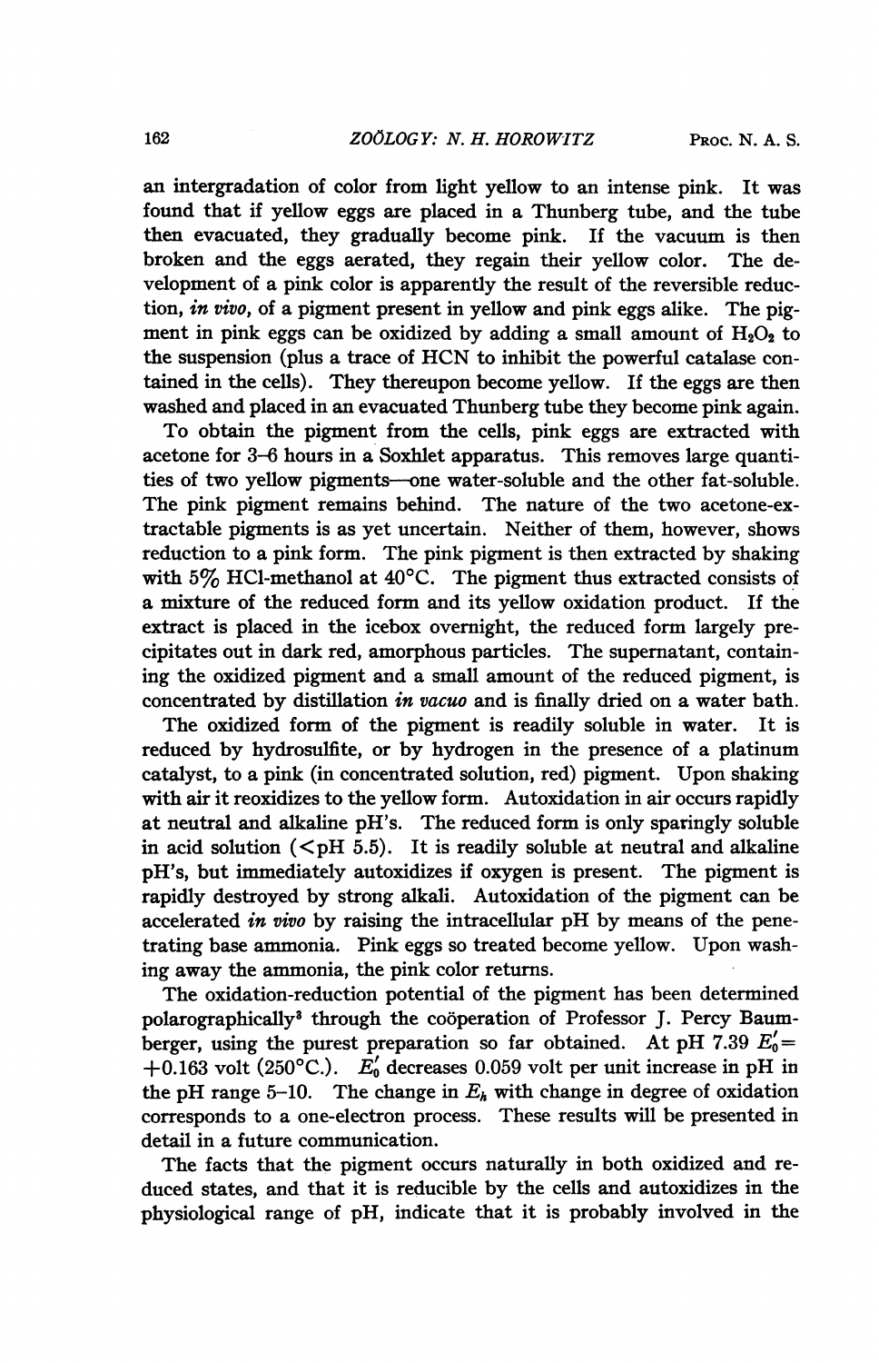an intergradation of color from light yellow to an intense pink. It was found that if yellow eggs are placed in a Thunberg tube, and the tube then evacuated, they gradually become pink. If the vacuum is then broken and the eggs aerated, they regain their yellow color. The development of a pink color is apparently the result of the reversible reduction, *in vivo*, of a pigment present in yellow and pink eggs alike. The pigment in pink eggs can be oxidized by adding a small amount of $H_2O_2$ to the suspension (plus a trace of HCN to inhibit the powerful catalase contained in the cells). They thereupon become yellow. If the eggs are then washed and placed in an evacuated Thunberg tube they become pink again.

To obtain the pigment from the cells, pink eggs are extracted with acetone for 3–6 hours in a Soxhlet apparatus. This removes large quantities of two yellow pigments—one water-soluble and the other fat-soluble. The pink pigment remains behind. The nature of the two acetone-extractable pigments is as yet uncertain. Neither of them, however, shows reduction to a pink form. The pink pigment is then extracted by shaking with 5% HCl-methanol at 40°C. The pigment thus extracted consists of a mixture of the reduced form and its yellow oxidation product. If the extract is placed in the icebox overnight, the reduced form largely precipitates out in dark red, amorphous particles. The supernatant, containing the oxidized pigment and a small amount of the reduced pigment, is concentrated by distillation *in vacuo* and is finally dried on a water bath.

The oxidized form of the pigment is readily soluble in water. It is reduced by hydrosulfite, or by hydrogen in the presence of a platinum catalyst, to a pink (in concentrated solution, red) pigment. Upon shaking with air it reoxidizes to the yellow form. Autoxidation in air occurs rapidly at neutral and alkaline pH's. The reduced form is only sparingly soluble in acid solution (<pH 5.5). It is readily soluble at neutral and alkaline pH's, but immediately autoxidizes if oxygen is present. The pigment is rapidly destroyed by strong alkali. Autoxidation of the pigment can be accelerated *in vivo* by raising the intracellular pH by means of the penetrating base ammonia. Pink eggs so treated become yellow. Upon washing away the ammonia, the pink color returns.

The oxidation-reduction potential of the pigment has been determined polarographically[3] through the coöperation of Professor J. Percy Baumberger, using the purest preparation so far obtained. At pH 7.39 $E_0' = +0.163$ volt (250°C.). $E_0'$ decreases 0.059 volt per unit increase in pH in the pH range 5–10. The change in $E_h$ with change in degree of oxidation corresponds to a one-electron process. These results will be presented in detail in a future communication.

The facts that the pigment occurs naturally in both oxidized and reduced states, and that it is reducible by the cells and autoxidizes in the physiological range of pH, indicate that it is probably involved in the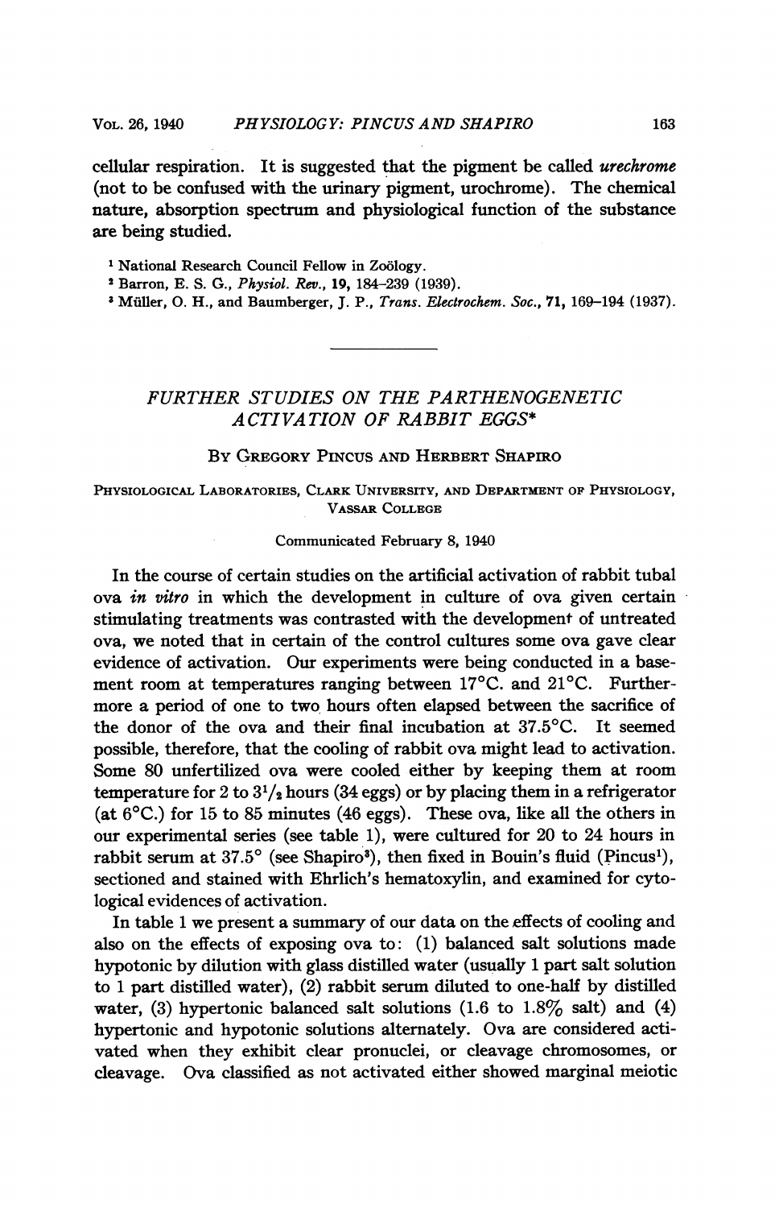cellular respiration. It is suggested that the pigment be called *urechrome* (not to be confused with the urinary pigment, urochrome). The chemical nature, absorption spectrum and physiological function of the substance are being studied.

[1] National Research Council Fellow in Zoölogy.

[2] Barron, E. S. G., *Physiol. Rev.*, **19**, 184–239 (1939).

[3] Müller, O. H., and Baumberger, J. P., *Trans. Electrochem. Soc.*, **71**, 169–194 (1937).

---

# *FURTHER STUDIES ON THE PARTHENOGENETIC ACTIVATION OF RABBIT EGGS*\*

By Gregory Pincus and Herbert Shapiro

Physiological Laboratories, Clark University, and Department of Physiology, Vassar College

Communicated February 8, 1940

In the course of certain studies on the artificial activation of rabbit tubal ova *in vitro* in which the development in culture of ova given certain stimulating treatments was contrasted with the development of untreated ova, we noted that in certain of the control cultures some ova gave clear evidence of activation. Our experiments were being conducted in a basement room at temperatures ranging between 17°C. and 21°C. Furthermore a period of one to two hours often elapsed between the sacrifice of the donor of the ova and their final incubation at 37.5°C. It seemed possible, therefore, that the cooling of rabbit ova might lead to activation. Some 80 unfertilized ova were cooled either by keeping them at room temperature for 2 to $3^1/_2$ hours (34 eggs) or by placing them in a refrigerator (at 6°C.) for 15 to 85 minutes (46 eggs). These ova, like all the others in our experimental series (see table 1), were cultured for 20 to 24 hours in rabbit serum at 37.5° (see Shapiro[3]), then fixed in Bouin's fluid (Pincus[1]), sectioned and stained with Ehrlich's hematoxylin, and examined for cytological evidences of activation.

In table 1 we present a summary of our data on the effects of cooling and also on the effects of exposing ova to: (1) balanced salt solutions made hypotonic by dilution with glass distilled water (usually 1 part salt solution to 1 part distilled water), (2) rabbit serum diluted to one-half by distilled water, (3) hypertonic balanced salt solutions (1.6 to 1.8% salt) and (4) hypertonic and hypotonic solutions alternately. Ova are considered activated when they exhibit clear pronuclei, or cleavage chromosomes, or cleavage. Ova classified as not activated either showed marginal meiotic